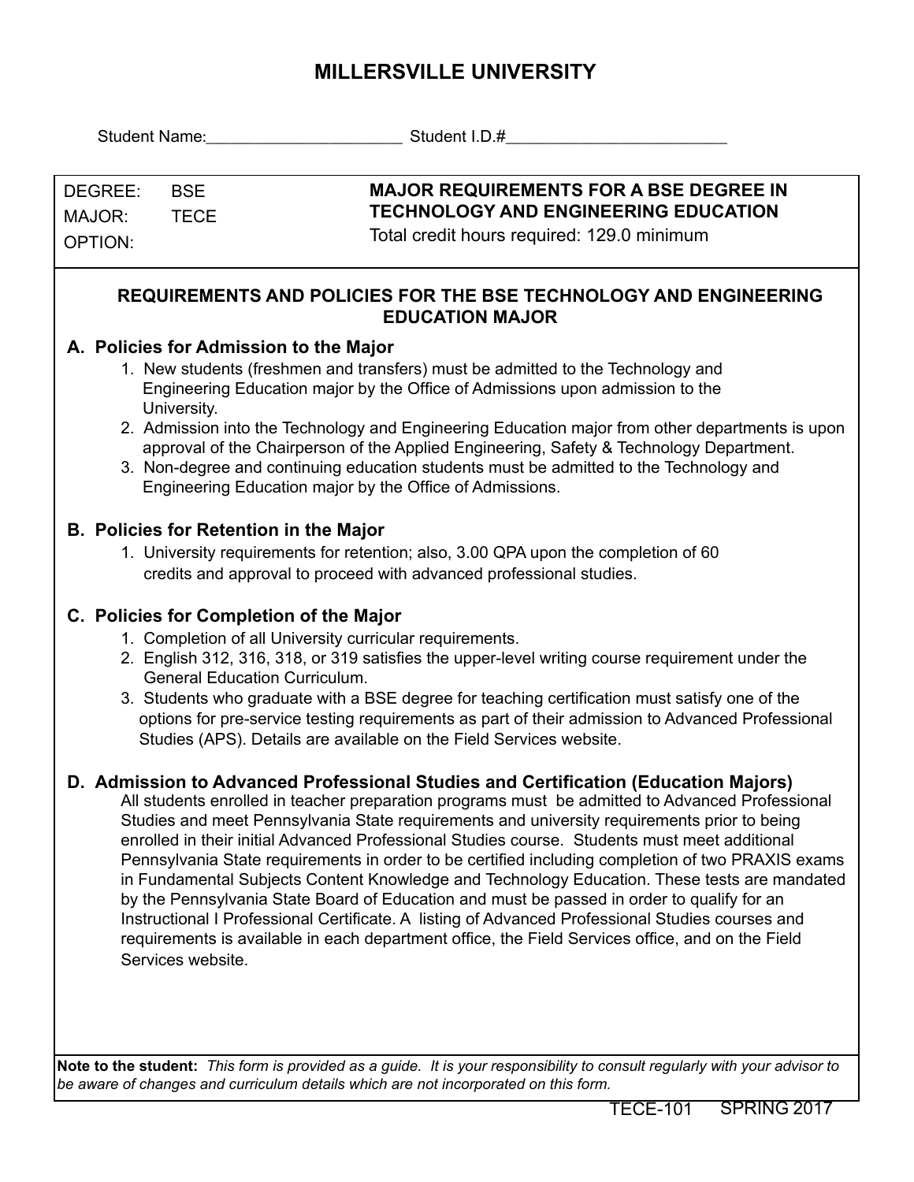# MILLERSVILLE UNIVERSITY

Student Name:______________________ Student I.D.#_________________________

| DEGREE: BSE<br>MAJOR: TECE<br>OPTION: | **MAJOR REQUIREMENTS FOR A BSE DEGREE IN TECHNOLOGY AND ENGINEERING EDUCATION**<br>Total credit hours required: 129.0 minimum |
|---|---|

## REQUIREMENTS AND POLICIES FOR THE BSE TECHNOLOGY AND ENGINEERING EDUCATION MAJOR

### A. Policies for Admission to the Major

1. New students (freshmen and transfers) must be admitted to the Technology and Engineering Education major by the Office of Admissions upon admission to the University.
2. Admission into the Technology and Engineering Education major from other departments is upon approval of the Chairperson of the Applied Engineering, Safety & Technology Department.
3. Non-degree and continuing education students must be admitted to the Technology and Engineering Education major by the Office of Admissions.

### B. Policies for Retention in the Major

1. University requirements for retention; also, 3.00 QPA upon the completion of 60 credits and approval to proceed with advanced professional studies.

### C. Policies for Completion of the Major

1. Completion of all University curricular requirements.
2. English 312, 316, 318, or 319 satisfies the upper-level writing course requirement under the General Education Curriculum.
3. Students who graduate with a BSE degree for teaching certification must satisfy one of the options for pre-service testing requirements as part of their admission to Advanced Professional Studies (APS). Details are available on the Field Services website.

### D. Admission to Advanced Professional Studies and Certification (Education Majors)

All students enrolled in teacher preparation programs must be admitted to Advanced Professional Studies and meet Pennsylvania State requirements and university requirements prior to being enrolled in their initial Advanced Professional Studies course. Students must meet additional Pennsylvania State requirements in order to be certified including completion of two PRAXIS exams in Fundamental Subjects Content Knowledge and Technology Education. These tests are mandated by the Pennsylvania State Board of Education and must be passed in order to qualify for an Instructional I Professional Certificate. A listing of Advanced Professional Studies courses and requirements is available in each department office, the Field Services office, and on the Field Services website.

**Note to the student:** *This form is provided as a guide. It is your responsibility to consult regularly with your advisor to be aware of changes and curriculum details which are not incorporated on this form.*

TECE-101 SPRING 2017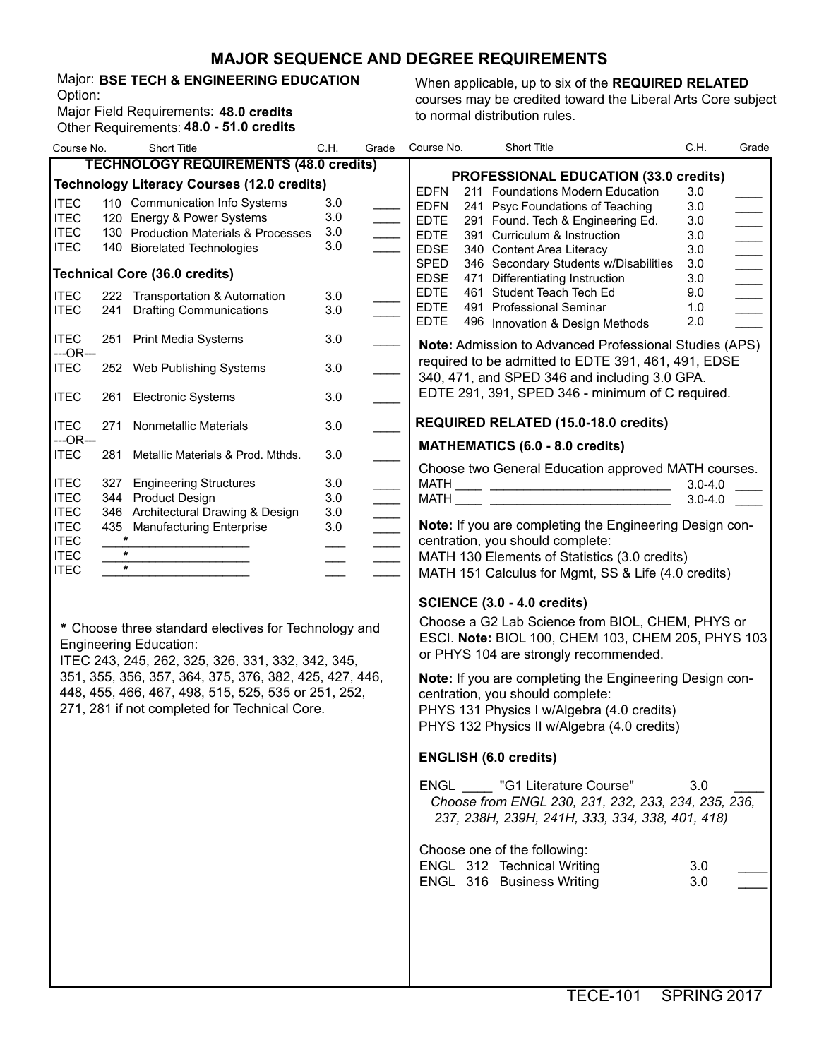## MAJOR SEQUENCE AND DEGREE REQUIREMENTS

Major: **BSE TECH & ENGINEERING EDUCATION**
Option:
Major Field Requirements: **48.0 credits**
Other Requirements: **48.0 - 51.0 credits**

When applicable, up to six of the **REQUIRED RELATED** courses may be credited toward the Liberal Arts Core subject to normal distribution rules.

### TECHNOLOGY REQUIREMENTS (48.0 credits)

#### Technology Literacy Courses (12.0 credits)

| Course No. | | Short Title | C.H. | Grade |
|---|---|---|---|---|
| ITEC | 110 | Communication Info Systems | 3.0 | ____ |
| ITEC | 120 | Energy & Power Systems | 3.0 | ____ |
| ITEC | 130 | Production Materials & Processes | 3.0 | ____ |
| ITEC | 140 | Biorelated Technologies | 3.0 | ____ |

#### Technical Core (36.0 credits)

| Course No. | | Short Title | C.H. | Grade |
|---|---|---|---|---|
| ITEC | 222 | Transportation & Automation | 3.0 | ____ |
| ITEC | 241 | Drafting Communications | 3.0 | ____ |
| ITEC | 251 | Print Media Systems | 3.0 | ____ |
| ---OR--- | | | | |
| ITEC | 252 | Web Publishing Systems | 3.0 | ____ |
| ITEC | 261 | Electronic Systems | 3.0 | ____ |
| ITEC | 271 | Nonmetallic Materials | 3.0 | ____ |
| ---OR--- | | | | |
| ITEC | 281 | Metallic Materials & Prod. Mthds. | 3.0 | ____ |
| ITEC | 327 | Engineering Structures | 3.0 | ____ |
| ITEC | 344 | Product Design | 3.0 | ____ |
| ITEC | 346 | Architectural Drawing & Design | 3.0 | ____ |
| ITEC | 435 | Manufacturing Enterprise | 3.0 | ____ |
| ITEC | * | ____________________ | ___ | ____ |
| ITEC | * | ____________________ | ___ | ____ |
| ITEC | * | ____________________ | ___ | ____ |

**\*** Choose three standard electives for Technology and Engineering Education:
ITEC 243, 245, 262, 325, 326, 331, 332, 342, 345, 351, 355, 356, 357, 364, 375, 376, 382, 425, 427, 446, 448, 455, 466, 467, 498, 515, 525, 535 or 251, 252, 271, 281 if not completed for Technical Core.

### PROFESSIONAL EDUCATION (33.0 credits)

| Course No. | | Short Title | C.H. | Grade |
|---|---|---|---|---|
| EDFN | 211 | Foundations Modern Education | 3.0 | ____ |
| EDFN | 241 | Psyc Foundations of Teaching | 3.0 | ____ |
| EDTE | 291 | Found. Tech & Engineering Ed. | 3.0 | ____ |
| EDTE | 391 | Curriculum & Instruction | 3.0 | ____ |
| EDSE | 340 | Content Area Literacy | 3.0 | ____ |
| SPED | 346 | Secondary Students w/Disabilities | 3.0 | ____ |
| EDSE | 471 | Differentiating Instruction | 3.0 | ____ |
| EDTE | 461 | Student Teach Tech Ed | 9.0 | ____ |
| EDTE | 491 | Professional Seminar | 1.0 | ____ |
| EDTE | 496 | Innovation & Design Methods | 2.0 | ____ |

**Note:** Admission to Advanced Professional Studies (APS) required to be admitted to EDTE 391, 461, 491, EDSE 340, 471, and SPED 346 and including 3.0 GPA. EDTE 291, 391, SPED 346 - minimum of C required.

### REQUIRED RELATED (15.0-18.0 credits)

#### MATHEMATICS (6.0 - 8.0 credits)

Choose two General Education approved MATH courses.

| Course No. | Short Title | C.H. | Grade |
|---|---|---|---|
| MATH ____ | ________________________ | 3.0-4.0 | ____ |
| MATH ____ | ________________________ | 3.0-4.0 | ____ |

**Note:** If you are completing the Engineering Design concentration, you should complete:
MATH 130 Elements of Statistics (3.0 credits)
MATH 151 Calculus for Mgmt, SS & Life (4.0 credits)

#### SCIENCE (3.0 - 4.0 credits)

Choose a G2 Lab Science from BIOL, CHEM, PHYS or ESCI. **Note:** BIOL 100, CHEM 103, CHEM 205, PHYS 103 or PHYS 104 are strongly recommended.

**Note:** If you are completing the Engineering Design concentration, you should complete:
PHYS 131 Physics I w/Algebra (4.0 credits)
PHYS 132 Physics II w/Algebra (4.0 credits)

#### ENGLISH (6.0 credits)

| Course No. | Short Title | C.H. | Grade |
|---|---|---|---|
| ENGL ____ | "G1 Literature Course" | 3.0 | ____ |

*Choose from ENGL 230, 231, 232, 233, 234, 235, 236, 237, 238H, 239H, 241H, 333, 334, 338, 401, 418)*

Choose one of the following:

| Course No. | | Short Title | C.H. | Grade |
|---|---|---|---|---|
| ENGL | 312 | Technical Writing | 3.0 | ____ |
| ENGL | 316 | Business Writing | 3.0 | ____ |

TECE-101 SPRING 2017